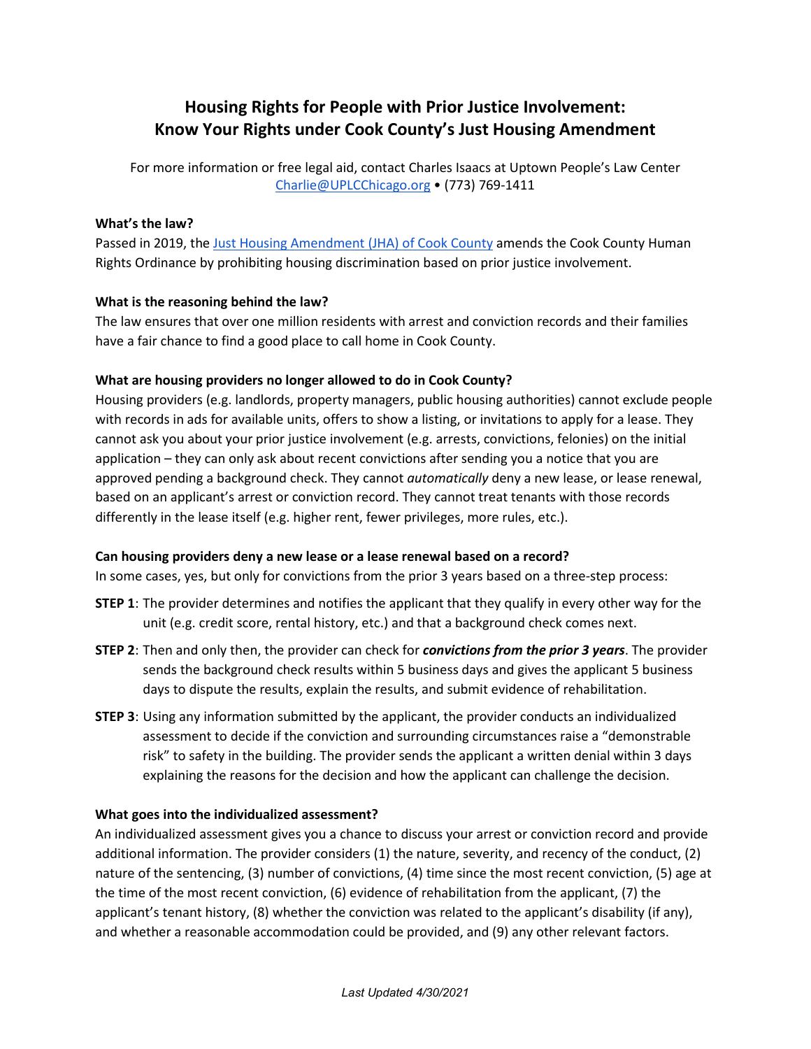# Housing Rights for People with Prior Justice Involvement: Know Your Rights under Cook County's Just Housing Amendment

For more information or free legal aid, contact Charles Isaacs at Uptown People's Law Center
[Charlie@UPLCChicago.org](mailto:Charlie@UPLCChicago.org) • (773) 769-1411

**What's the law?**

Passed in 2019, the [Just Housing Amendment (JHA) of Cook County]() amends the Cook County Human Rights Ordinance by prohibiting housing discrimination based on prior justice involvement.

**What is the reasoning behind the law?**

The law ensures that over one million residents with arrest and conviction records and their families have a fair chance to find a good place to call home in Cook County.

**What are housing providers no longer allowed to do in Cook County?**

Housing providers (e.g. landlords, property managers, public housing authorities) cannot exclude people with records in ads for available units, offers to show a listing, or invitations to apply for a lease. They cannot ask you about your prior justice involvement (e.g. arrests, convictions, felonies) on the initial application – they can only ask about recent convictions after sending you a notice that you are approved pending a background check. They cannot *automatically* deny a new lease, or lease renewal, based on an applicant's arrest or conviction record. They cannot treat tenants with those records differently in the lease itself (e.g. higher rent, fewer privileges, more rules, etc.).

**Can housing providers deny a new lease or a lease renewal based on a record?**

In some cases, yes, but only for convictions from the prior 3 years based on a three-step process:

**STEP 1**: The provider determines and notifies the applicant that they qualify in every other way for the unit (e.g. credit score, rental history, etc.) and that a background check comes next.

**STEP 2**: Then and only then, the provider can check for ***convictions from the prior 3 years***. The provider sends the background check results within 5 business days and gives the applicant 5 business days to dispute the results, explain the results, and submit evidence of rehabilitation.

**STEP 3**: Using any information submitted by the applicant, the provider conducts an individualized assessment to decide if the conviction and surrounding circumstances raise a "demonstrable risk" to safety in the building. The provider sends the applicant a written denial within 3 days explaining the reasons for the decision and how the applicant can challenge the decision.

**What goes into the individualized assessment?**

An individualized assessment gives you a chance to discuss your arrest or conviction record and provide additional information. The provider considers (1) the nature, severity, and recency of the conduct, (2) nature of the sentencing, (3) number of convictions, (4) time since the most recent conviction, (5) age at the time of the most recent conviction, (6) evidence of rehabilitation from the applicant, (7) the applicant's tenant history, (8) whether the conviction was related to the applicant's disability (if any), and whether a reasonable accommodation could be provided, and (9) any other relevant factors.

*Last Updated 4/30/2021*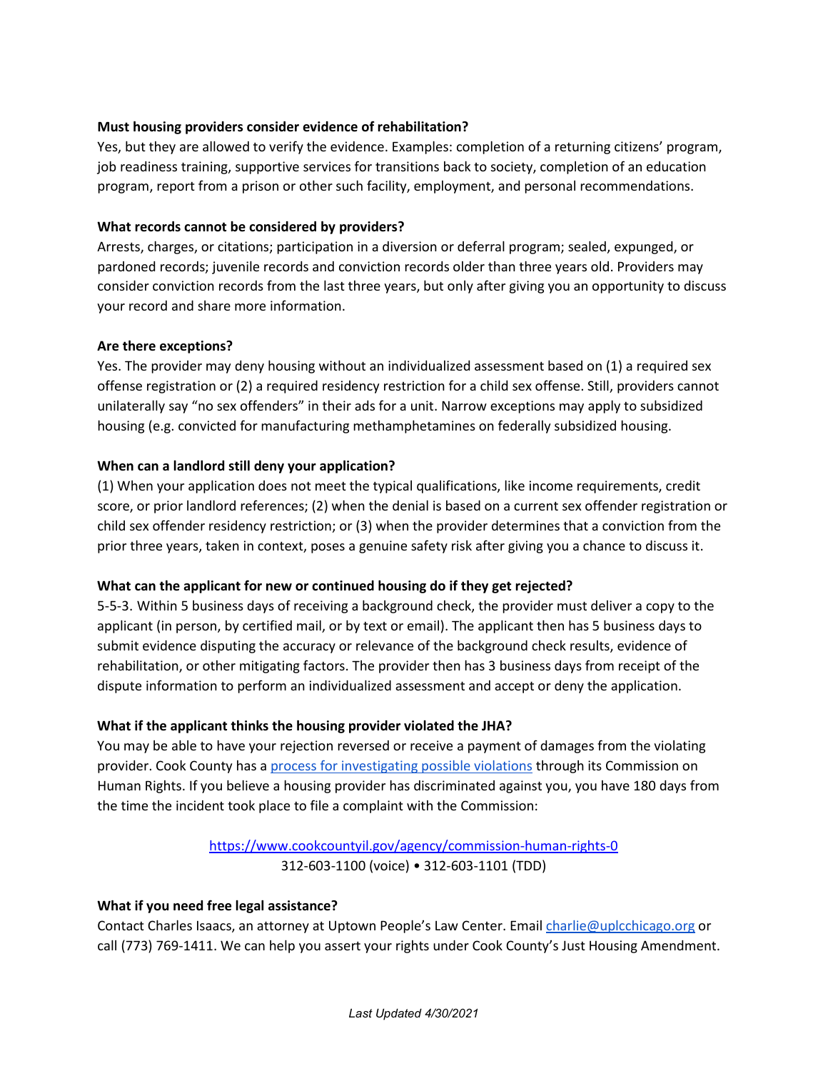**Must housing providers consider evidence of rehabilitation?**

Yes, but they are allowed to verify the evidence. Examples: completion of a returning citizens' program, job readiness training, supportive services for transitions back to society, completion of an education program, report from a prison or other such facility, employment, and personal recommendations.

**What records cannot be considered by providers?**

Arrests, charges, or citations; participation in a diversion or deferral program; sealed, expunged, or pardoned records; juvenile records and conviction records older than three years old. Providers may consider conviction records from the last three years, but only after giving you an opportunity to discuss your record and share more information.

**Are there exceptions?**

Yes. The provider may deny housing without an individualized assessment based on (1) a required sex offense registration or (2) a required residency restriction for a child sex offense. Still, providers cannot unilaterally say "no sex offenders" in their ads for a unit. Narrow exceptions may apply to subsidized housing (e.g. convicted for manufacturing methamphetamines on federally subsidized housing.

**When can a landlord still deny your application?**

(1) When your application does not meet the typical qualifications, like income requirements, credit score, or prior landlord references; (2) when the denial is based on a current sex offender registration or child sex offender residency restriction; or (3) when the provider determines that a conviction from the prior three years, taken in context, poses a genuine safety risk after giving you a chance to discuss it.

**What can the applicant for new or continued housing do if they get rejected?**

5-5-3. Within 5 business days of receiving a background check, the provider must deliver a copy to the applicant (in person, by certified mail, or by text or email). The applicant then has 5 business days to submit evidence disputing the accuracy or relevance of the background check results, evidence of rehabilitation, or other mitigating factors. The provider then has 3 business days from receipt of the dispute information to perform an individualized assessment and accept or deny the application.

**What if the applicant thinks the housing provider violated the JHA?**

You may be able to have your rejection reversed or receive a payment of damages from the violating provider. Cook County has a [process for investigating possible violations](https://www.cookcountyil.gov/agency/commission-human-rights-0) through its Commission on Human Rights. If you believe a housing provider has discriminated against you, you have 180 days from the time the incident took place to file a complaint with the Commission:

https://www.cookcountyil.gov/agency/commission-human-rights-0
312-603-1100 (voice) • 312-603-1101 (TDD)

**What if you need free legal assistance?**

Contact Charles Isaacs, an attorney at Uptown People's Law Center. Email charlie@uplcchicago.org or call (773) 769-1411. We can help you assert your rights under Cook County's Just Housing Amendment.

*Last Updated 4/30/2021*